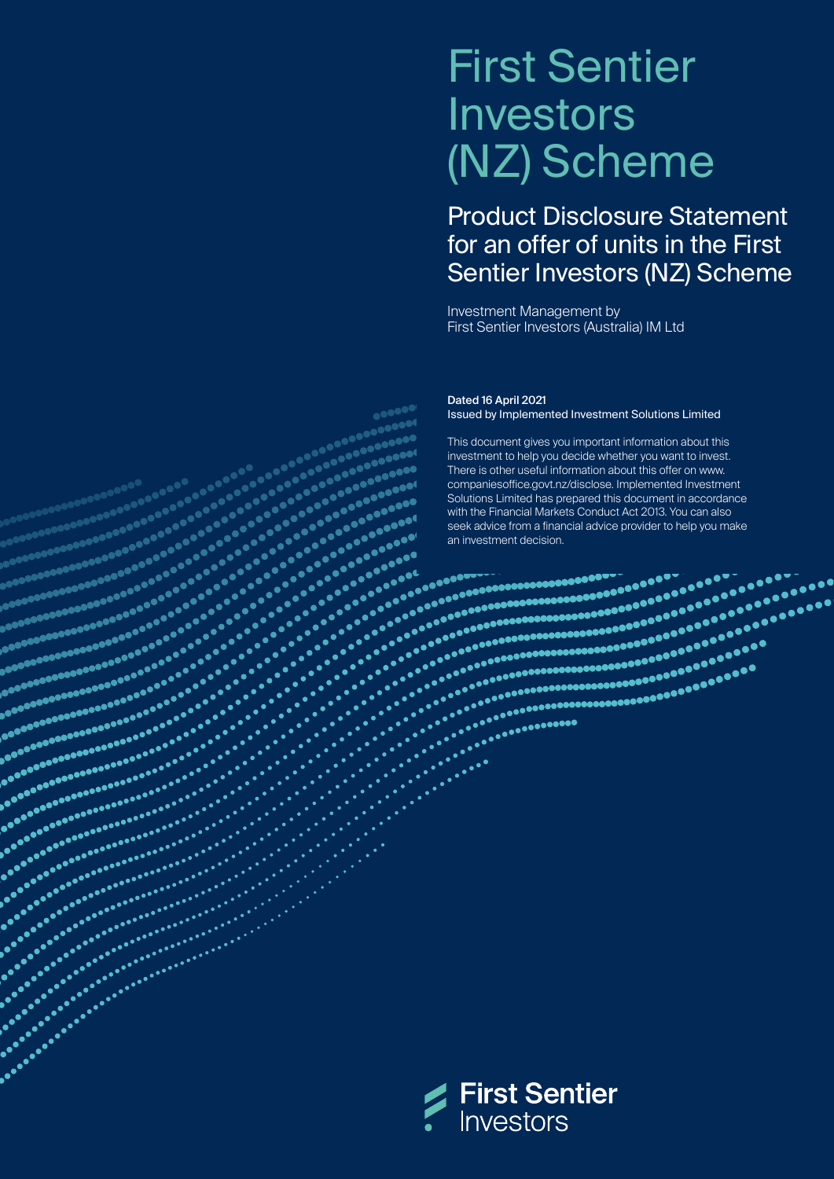# First Sentier Investors (NZ) Scheme

## Product Disclosure Statement for an offer of units in the First Sentier Investors (NZ) Scheme

Investment Management by
First Sentier Investors (Australia) IM Ltd

**Dated 16 April 2021**
**Issued by Implemented Investment Solutions Limited**

This document gives you important information about this investment to help you decide whether you want to invest. There is other useful information about this offer on www.companiesoffice.govt.nz/disclose. Implemented Investment Solutions Limited has prepared this document in accordance with the Financial Markets Conduct Act 2013. You can also seek advice from a financial advice provider to help you make an investment decision.

First Sentier Investors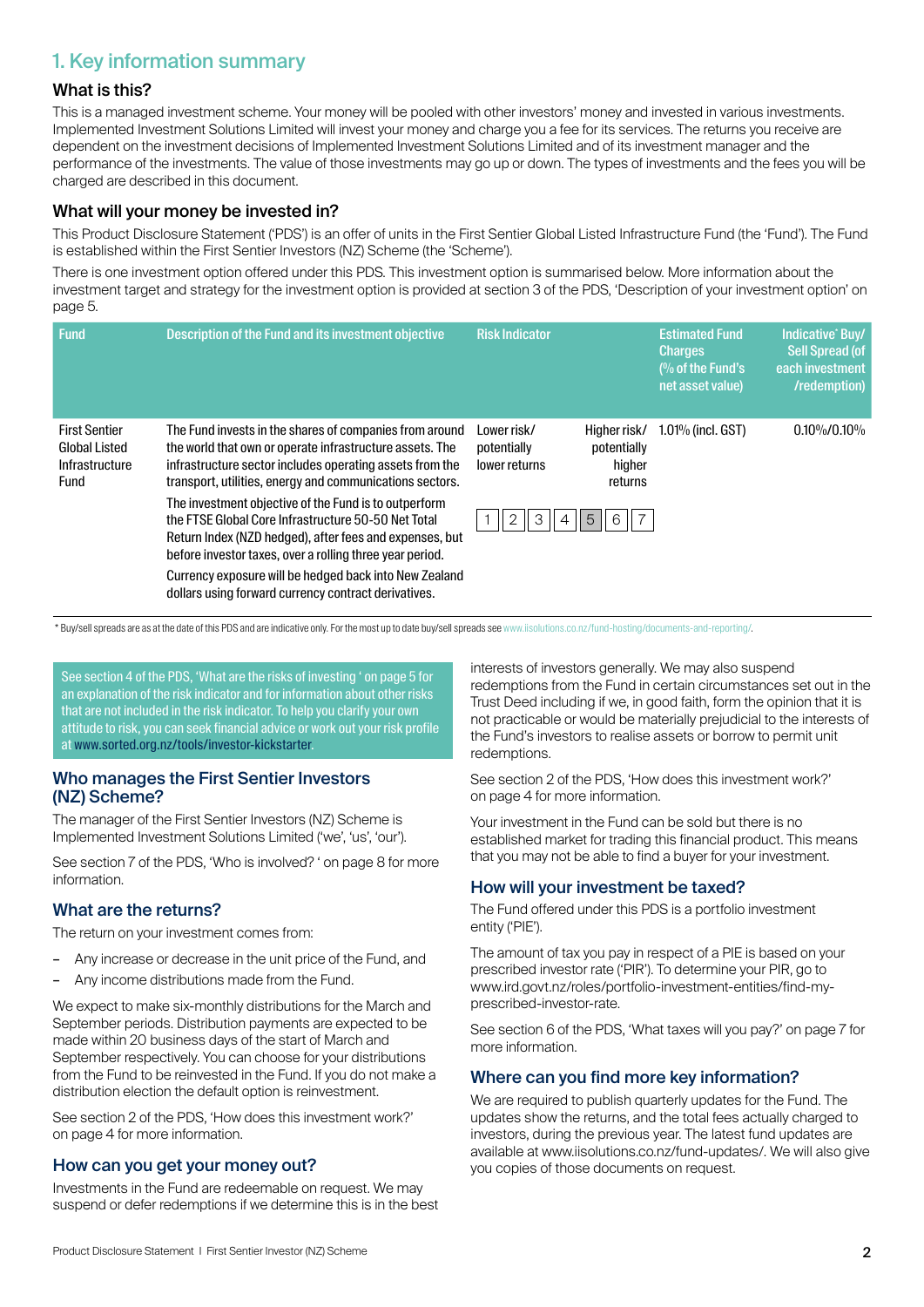## 1. Key information summary

### What is this?

This is a managed investment scheme. Your money will be pooled with other investors' money and invested in various investments. Implemented Investment Solutions Limited will invest your money and charge you a fee for its services. The returns you receive are dependent on the investment decisions of Implemented Investment Solutions Limited and of its investment manager and the performance of the investments. The value of those investments may go up or down. The types of investments and the fees you will be charged are described in this document.

### What will your money be invested in?

This Product Disclosure Statement ('PDS') is an offer of units in the First Sentier Global Listed Infrastructure Fund (the 'Fund'). The Fund is established within the First Sentier Investors (NZ) Scheme (the 'Scheme').

There is one investment option offered under this PDS. This investment option is summarised below. More information about the investment target and strategy for the investment option is provided at section 3 of the PDS, 'Description of your investment option' on page 5.

| Fund | Description of the Fund and its investment objective | Risk Indicator | Estimated Fund Charges (% of the Fund's net asset value) | Indicative* Buy/ Sell Spread (of each investment /redemption) |
|---|---|---|---|---|
| First Sentier Global Listed Infrastructure Fund | The Fund invests in the shares of companies from around the world that own or operate infrastructure assets. The infrastructure sector includes operating assets from the transport, utilities, energy and communications sectors.<br><br>The investment objective of the Fund is to outperform the FTSE Global Core Infrastructure 50-50 Net Total Return Index (NZD hedged), after fees and expenses, but before investor taxes, over a rolling three year period.<br><br>Currency exposure will be hedged back into New Zealand dollars using forward currency contract derivatives. | Lower risk/ potentially lower returns — Higher risk/ potentially higher returns<br><br>1 2 3 4 **[5]** 6 7 | 1.01% (incl. GST) | 0.10%/0.10% |

\* Buy/sell spreads are as at the date of this PDS and are indicative only. For the most up to date buy/sell spreads see www.iisolutions.co.nz/fund-hosting/documents-and-reporting/.

> See section 4 of the PDS, 'What are the risks of investing ' on page 5 for an explanation of the risk indicator and for information about other risks that are not included in the risk indicator. To help you clarify your own attitude to risk, you can seek financial advice or work out your risk profile at www.sorted.org.nz/tools/investor-kickstarter.

### Who manages the First Sentier Investors (NZ) Scheme?

The manager of the First Sentier Investors (NZ) Scheme is Implemented Investment Solutions Limited ('we', 'us', 'our').

See section 7 of the PDS, 'Who is involved? ' on page 8 for more information.

### What are the returns?

The return on your investment comes from:

- Any increase or decrease in the unit price of the Fund, and
- Any income distributions made from the Fund.

We expect to make six-monthly distributions for the March and September periods. Distribution payments are expected to be made within 20 business days of the start of March and September respectively. You can choose for your distributions from the Fund to be reinvested in the Fund. If you do not make a distribution election the default option is reinvestment.

See section 2 of the PDS, 'How does this investment work?' on page 4 for more information.

### How can you get your money out?

Investments in the Fund are redeemable on request. We may suspend or defer redemptions if we determine this is in the best interests of investors generally. We may also suspend redemptions from the Fund in certain circumstances set out in the Trust Deed including if we, in good faith, form the opinion that it is not practicable or would be materially prejudicial to the interests of the Fund's investors to realise assets or borrow to permit unit redemptions.

See section 2 of the PDS, 'How does this investment work?' on page 4 for more information.

Your investment in the Fund can be sold but there is no established market for trading this financial product. This means that you may not be able to find a buyer for your investment.

### How will your investment be taxed?

The Fund offered under this PDS is a portfolio investment entity ('PIE').

The amount of tax you pay in respect of a PIE is based on your prescribed investor rate ('PIR'). To determine your PIR, go to www.ird.govt.nz/roles/portfolio-investment-entities/find-my-prescribed-investor-rate.

See section 6 of the PDS, 'What taxes will you pay?' on page 7 for more information.

### Where can you find more key information?

We are required to publish quarterly updates for the Fund. The updates show the returns, and the total fees actually charged to investors, during the previous year. The latest fund updates are available at www.iisolutions.co.nz/fund-updates/. We will also give you copies of those documents on request.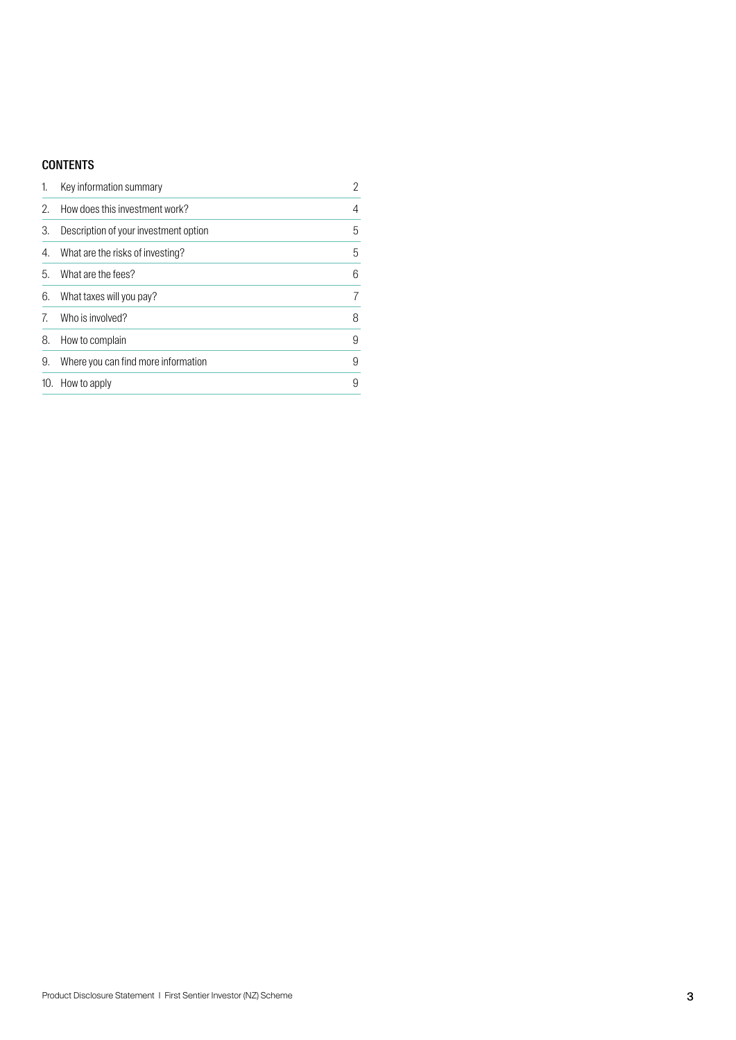## CONTENTS

| | | |
|---|---|---|
| 1. | Key information summary | 2 |
| 2. | How does this investment work? | 4 |
| 3. | Description of your investment option | 5 |
| 4. | What are the risks of investing? | 5 |
| 5. | What are the fees? | 6 |
| 6. | What taxes will you pay? | 7 |
| 7. | Who is involved? | 8 |
| 8. | How to complain | 9 |
| 9. | Where you can find more information | 9 |
| 10. | How to apply | 9 |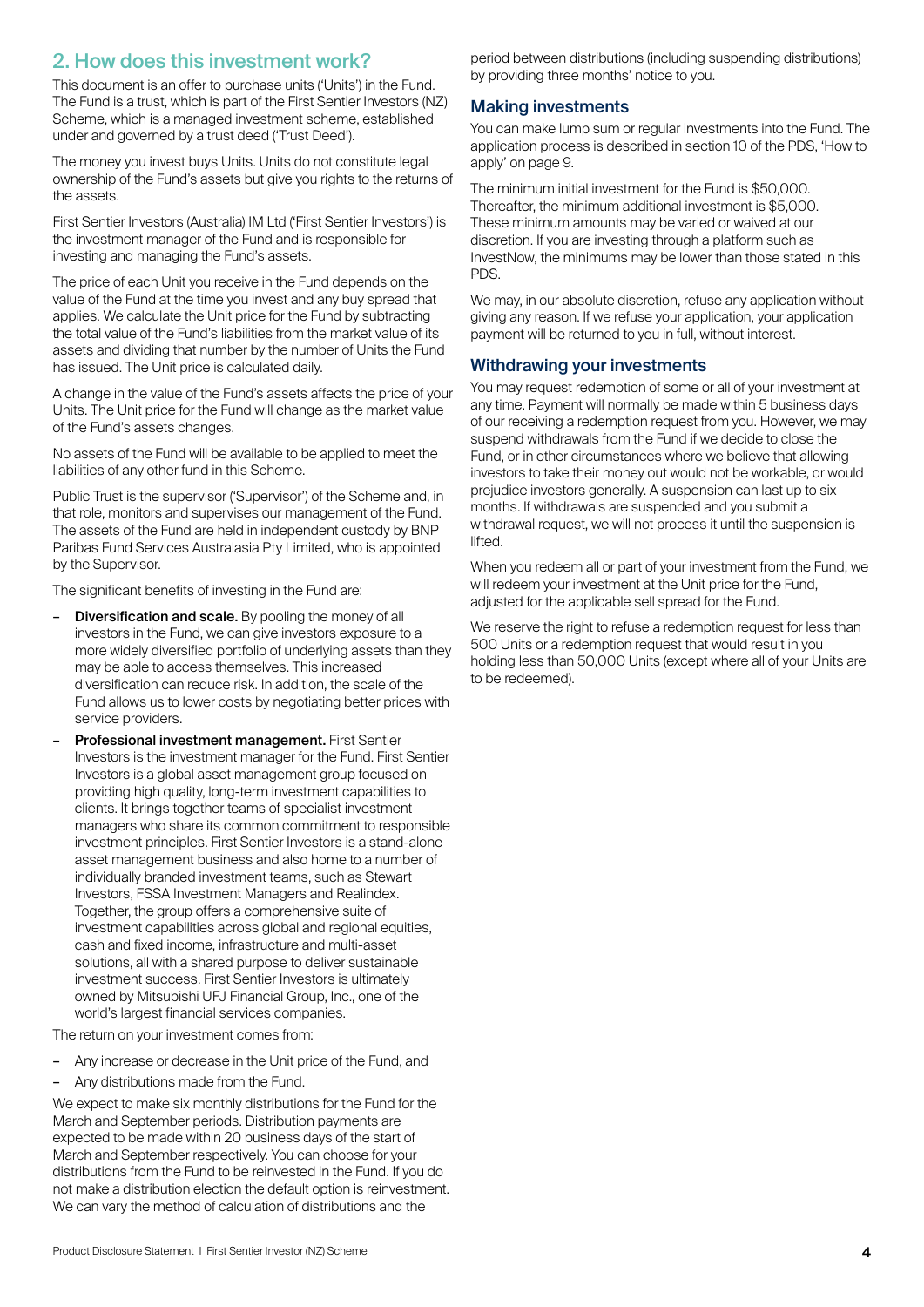## 2. How does this investment work?

This document is an offer to purchase units ('Units') in the Fund. The Fund is a trust, which is part of the First Sentier Investors (NZ) Scheme, which is a managed investment scheme, established under and governed by a trust deed ('Trust Deed').

The money you invest buys Units. Units do not constitute legal ownership of the Fund's assets but give you rights to the returns of the assets.

First Sentier Investors (Australia) IM Ltd ('First Sentier Investors') is the investment manager of the Fund and is responsible for investing and managing the Fund's assets.

The price of each Unit you receive in the Fund depends on the value of the Fund at the time you invest and any buy spread that applies. We calculate the Unit price for the Fund by subtracting the total value of the Fund's liabilities from the market value of its assets and dividing that number by the number of Units the Fund has issued. The Unit price is calculated daily.

A change in the value of the Fund's assets affects the price of your Units. The Unit price for the Fund will change as the market value of the Fund's assets changes.

No assets of the Fund will be available to be applied to meet the liabilities of any other fund in this Scheme.

Public Trust is the supervisor ('Supervisor') of the Scheme and, in that role, monitors and supervises our management of the Fund. The assets of the Fund are held in independent custody by BNP Paribas Fund Services Australasia Pty Limited, who is appointed by the Supervisor.

The significant benefits of investing in the Fund are:

- **Diversification and scale.** By pooling the money of all investors in the Fund, we can give investors exposure to a more widely diversified portfolio of underlying assets than they may be able to access themselves. This increased diversification can reduce risk. In addition, the scale of the Fund allows us to lower costs by negotiating better prices with service providers.
- **Professional investment management.** First Sentier Investors is the investment manager for the Fund. First Sentier Investors is a global asset management group focused on providing high quality, long-term investment capabilities to clients. It brings together teams of specialist investment managers who share its common commitment to responsible investment principles. First Sentier Investors is a stand-alone asset management business and also home to a number of individually branded investment teams, such as Stewart Investors, FSSA Investment Managers and Realindex. Together, the group offers a comprehensive suite of investment capabilities across global and regional equities, cash and fixed income, infrastructure and multi-asset solutions, all with a shared purpose to deliver sustainable investment success. First Sentier Investors is ultimately owned by Mitsubishi UFJ Financial Group, Inc., one of the world's largest financial services companies.

The return on your investment comes from:

- Any increase or decrease in the Unit price of the Fund, and
- Any distributions made from the Fund.

We expect to make six monthly distributions for the Fund for the March and September periods. Distribution payments are expected to be made within 20 business days of the start of March and September respectively. You can choose for your distributions from the Fund to be reinvested in the Fund. If you do not make a distribution election the default option is reinvestment. We can vary the method of calculation of distributions and the period between distributions (including suspending distributions) by providing three months' notice to you.

### Making investments

You can make lump sum or regular investments into the Fund. The application process is described in section 10 of the PDS, 'How to apply' on page 9.

The minimum initial investment for the Fund is $50,000. Thereafter, the minimum additional investment is $5,000. These minimum amounts may be varied or waived at our discretion. If you are investing through a platform such as InvestNow, the minimums may be lower than those stated in this PDS.

We may, in our absolute discretion, refuse any application without giving any reason. If we refuse your application, your application payment will be returned to you in full, without interest.

### Withdrawing your investments

You may request redemption of some or all of your investment at any time. Payment will normally be made within 5 business days of our receiving a redemption request from you. However, we may suspend withdrawals from the Fund if we decide to close the Fund, or in other circumstances where we believe that allowing investors to take their money out would not be workable, or would prejudice investors generally. A suspension can last up to six months. If withdrawals are suspended and you submit a withdrawal request, we will not process it until the suspension is lifted.

When you redeem all or part of your investment from the Fund, we will redeem your investment at the Unit price for the Fund, adjusted for the applicable sell spread for the Fund.

We reserve the right to refuse a redemption request for less than 500 Units or a redemption request that would result in you holding less than 50,000 Units (except where all of your Units are to be redeemed).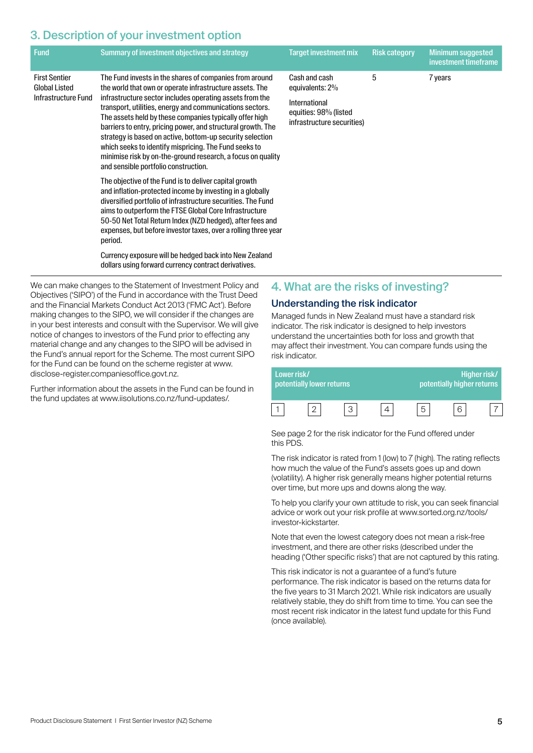## 3. Description of your investment option

| Fund | Summary of investment objectives and strategy | Target investment mix | Risk category | Minimum suggested investment timeframe |
|---|---|---|---|---|
| First Sentier Global Listed Infrastructure Fund | The Fund invests in the shares of companies from around the world that own or operate infrastructure assets. The infrastructure sector includes operating assets from the transport, utilities, energy and communications sectors. The assets held by these companies typically offer high barriers to entry, pricing power, and structural growth. The strategy is based on active, bottom-up security selection which seeks to identify mispricing. The Fund seeks to minimise risk by on-the-ground research, a focus on quality and sensible portfolio construction.<br><br>The objective of the Fund is to deliver capital growth and inflation-protected income by investing in a globally diversified portfolio of infrastructure securities. The Fund aims to outperform the FTSE Global Core Infrastructure 50-50 Net Total Return Index (NZD hedged), after fees and expenses, but before investor taxes, over a rolling three year period.<br><br>Currency exposure will be hedged back into New Zealand dollars using forward currency contract derivatives. | Cash and cash equivalents: 2%<br><br>International equities: 98% (listed infrastructure securities) | 5 | 7 years |

We can make changes to the Statement of Investment Policy and Objectives ('SIPO') of the Fund in accordance with the Trust Deed and the Financial Markets Conduct Act 2013 ('FMC Act'). Before making changes to the SIPO, we will consider if the changes are in your best interests and consult with the Supervisor. We will give notice of changes to investors of the Fund prior to effecting any material change and any changes to the SIPO will be advised in the Fund's annual report for the Scheme. The most current SIPO for the Fund can be found on the scheme register at www.disclose-register.companiesoffice.govt.nz.

Further information about the assets in the Fund can be found in the fund updates at www.iisolutions.co.nz/fund-updates/.

## 4. What are the risks of investing?

### Understanding the risk indicator

Managed funds in New Zealand must have a standard risk indicator. The risk indicator is designed to help investors understand the uncertainties both for loss and growth that may affect their investment. You can compare funds using the risk indicator.

| Lower risk/ potentially lower returns | | | | | | Higher risk/ potentially higher returns |
|---|---|---|---|---|---|---|
| 1 | 2 | 3 | 4 | 5 | 6 | 7 |

See page 2 for the risk indicator for the Fund offered under this PDS.

The risk indicator is rated from 1 (low) to 7 (high). The rating reflects how much the value of the Fund's assets goes up and down (volatility). A higher risk generally means higher potential returns over time, but more ups and downs along the way.

To help you clarify your own attitude to risk, you can seek financial advice or work out your risk profile at www.sorted.org.nz/tools/investor-kickstarter.

Note that even the lowest category does not mean a risk-free investment, and there are other risks (described under the heading ('Other specific risks') that are not captured by this rating.

This risk indicator is not a guarantee of a fund's future performance. The risk indicator is based on the returns data for the five years to 31 March 2021. While risk indicators are usually relatively stable, they do shift from time to time. You can see the most recent risk indicator in the latest fund update for this Fund (once available).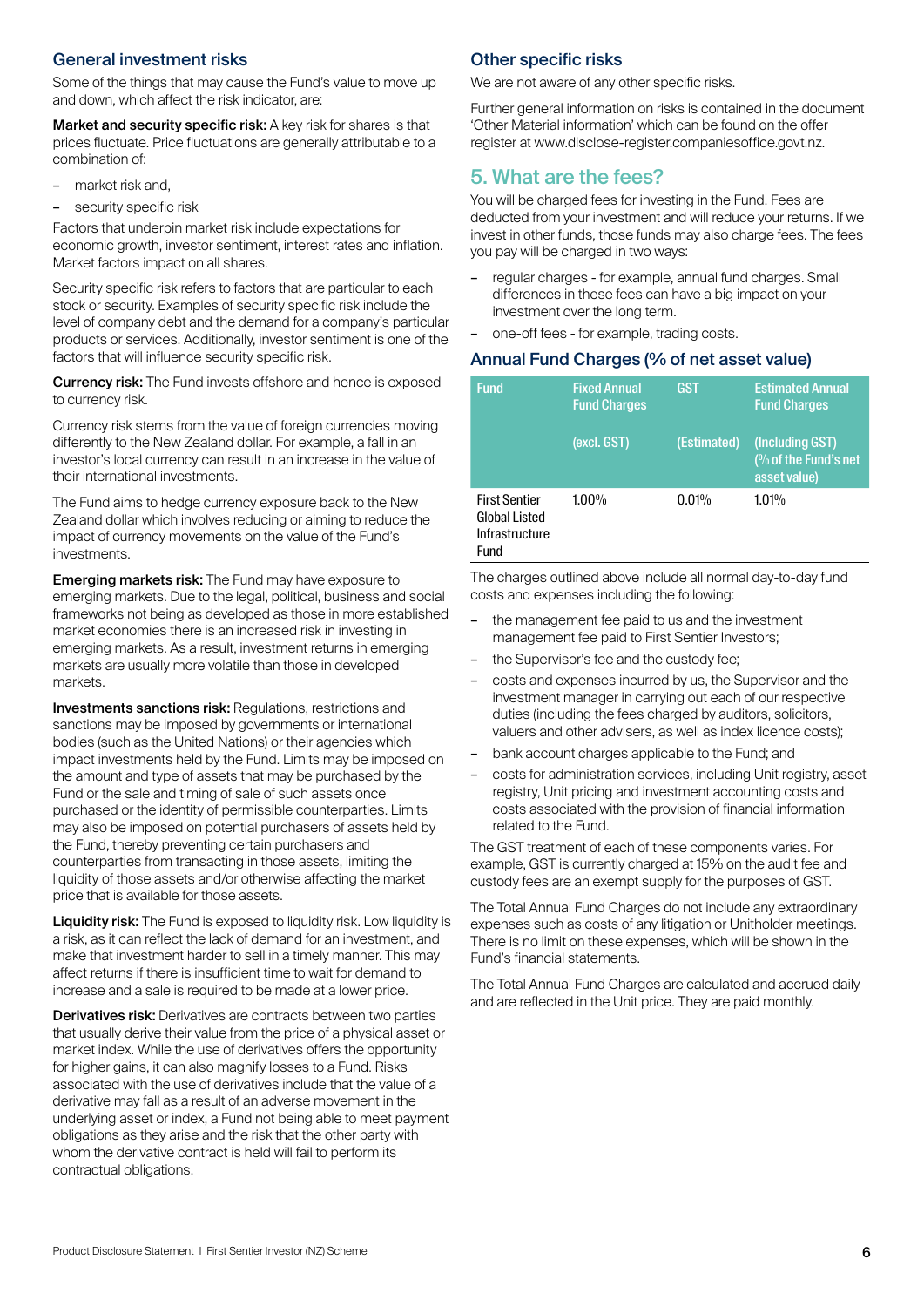## General investment risks

Some of the things that may cause the Fund's value to move up and down, which affect the risk indicator, are:

**Market and security specific risk:** A key risk for shares is that prices fluctuate. Price fluctuations are generally attributable to a combination of:

- market risk and,
- security specific risk

Factors that underpin market risk include expectations for economic growth, investor sentiment, interest rates and inflation. Market factors impact on all shares.

Security specific risk refers to factors that are particular to each stock or security. Examples of security specific risk include the level of company debt and the demand for a company's particular products or services. Additionally, investor sentiment is one of the factors that will influence security specific risk.

**Currency risk:** The Fund invests offshore and hence is exposed to currency risk.

Currency risk stems from the value of foreign currencies moving differently to the New Zealand dollar. For example, a fall in an investor's local currency can result in an increase in the value of their international investments.

The Fund aims to hedge currency exposure back to the New Zealand dollar which involves reducing or aiming to reduce the impact of currency movements on the value of the Fund's investments.

**Emerging markets risk:** The Fund may have exposure to emerging markets. Due to the legal, political, business and social frameworks not being as developed as those in more established market economies there is an increased risk in investing in emerging markets. As a result, investment returns in emerging markets are usually more volatile than those in developed markets.

**Investments sanctions risk:** Regulations, restrictions and sanctions may be imposed by governments or international bodies (such as the United Nations) or their agencies which impact investments held by the Fund. Limits may be imposed on the amount and type of assets that may be purchased by the Fund or the sale and timing of sale of such assets once purchased or the identity of permissible counterparties. Limits may also be imposed on potential purchasers of assets held by the Fund, thereby preventing certain purchasers and counterparties from transacting in those assets, limiting the liquidity of those assets and/or otherwise affecting the market price that is available for those assets.

**Liquidity risk:** The Fund is exposed to liquidity risk. Low liquidity is a risk, as it can reflect the lack of demand for an investment, and make that investment harder to sell in a timely manner. This may affect returns if there is insufficient time to wait for demand to increase and a sale is required to be made at a lower price.

**Derivatives risk:** Derivatives are contracts between two parties that usually derive their value from the price of a physical asset or market index. While the use of derivatives offers the opportunity for higher gains, it can also magnify losses to a Fund. Risks associated with the use of derivatives include that the value of a derivative may fall as a result of an adverse movement in the underlying asset or index, a Fund not being able to meet payment obligations as they arise and the risk that the other party with whom the derivative contract is held will fail to perform its contractual obligations.

## Other specific risks

We are not aware of any other specific risks.

Further general information on risks is contained in the document 'Other Material information' which can be found on the offer register at www.disclose-register.companiesoffice.govt.nz.

# 5. What are the fees?

You will be charged fees for investing in the Fund. Fees are deducted from your investment and will reduce your returns. If we invest in other funds, those funds may also charge fees. The fees you pay will be charged in two ways:

- regular charges - for example, annual fund charges. Small differences in these fees can have a big impact on your investment over the long term.
- one-off fees - for example, trading costs.

## Annual Fund Charges (% of net asset value)

| Fund | Fixed Annual Fund Charges (excl. GST) | GST (Estimated) | Estimated Annual Fund Charges (Including GST) (% of the Fund's net asset value) |
|---|---|---|---|
| First Sentier Global Listed Infrastructure Fund | 1.00% | 0.01% | 1.01% |

The charges outlined above include all normal day-to-day fund costs and expenses including the following:

- the management fee paid to us and the investment management fee paid to First Sentier Investors;
- the Supervisor's fee and the custody fee;
- costs and expenses incurred by us, the Supervisor and the investment manager in carrying out each of our respective duties (including the fees charged by auditors, solicitors, valuers and other advisers, as well as index licence costs);
- bank account charges applicable to the Fund; and
- costs for administration services, including Unit registry, asset registry, Unit pricing and investment accounting costs and costs associated with the provision of financial information related to the Fund.

The GST treatment of each of these components varies. For example, GST is currently charged at 15% on the audit fee and custody fees are an exempt supply for the purposes of GST.

The Total Annual Fund Charges do not include any extraordinary expenses such as costs of any litigation or Unitholder meetings. There is no limit on these expenses, which will be shown in the Fund's financial statements.

The Total Annual Fund Charges are calculated and accrued daily and are reflected in the Unit price. They are paid monthly.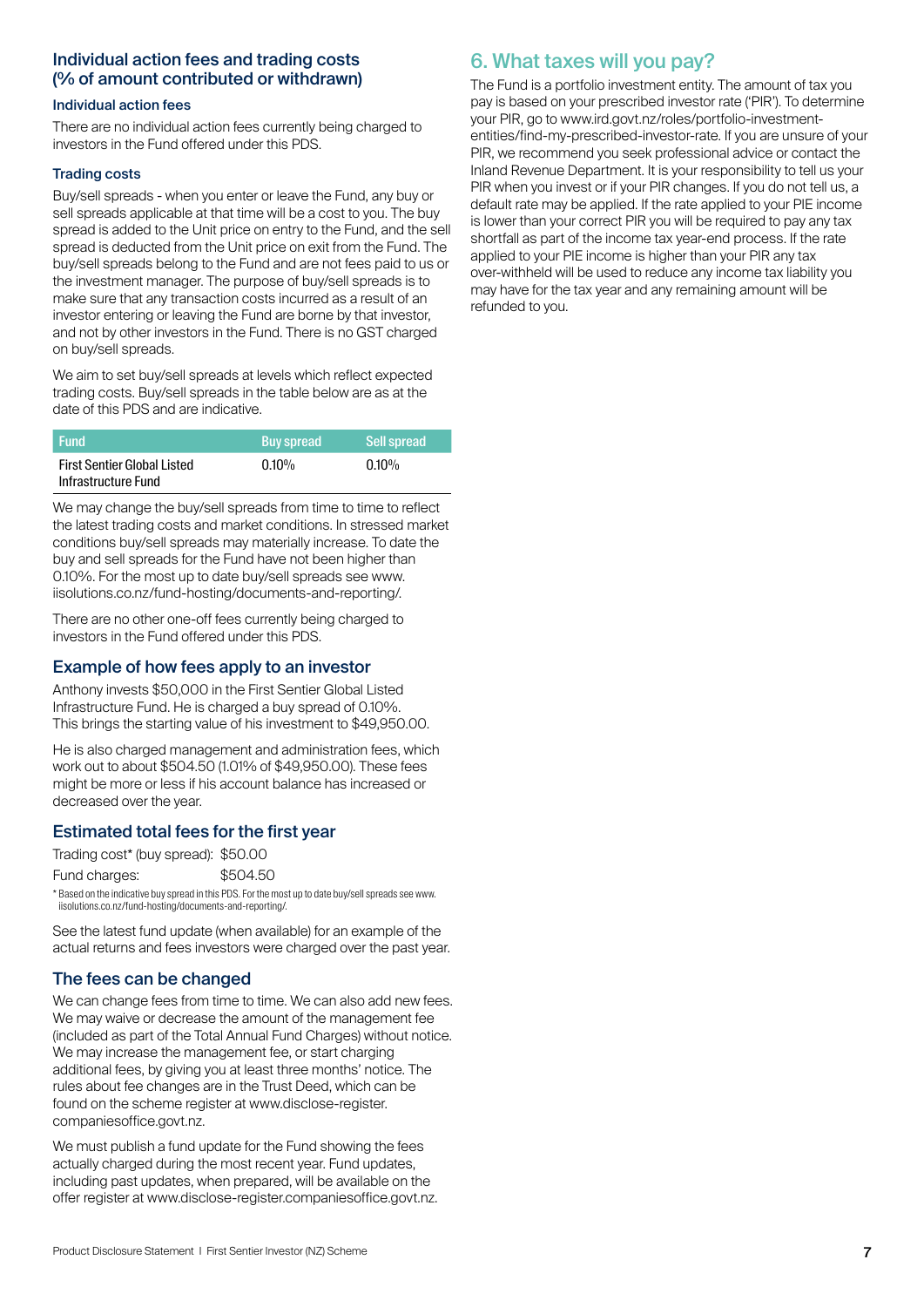### Individual action fees and trading costs (% of amount contributed or withdrawn)

#### Individual action fees

There are no individual action fees currently being charged to investors in the Fund offered under this PDS.

#### Trading costs

Buy/sell spreads - when you enter or leave the Fund, any buy or sell spreads applicable at that time will be a cost to you. The buy spread is added to the Unit price on entry to the Fund, and the sell spread is deducted from the Unit price on exit from the Fund. The buy/sell spreads belong to the Fund and are not fees paid to us or the investment manager. The purpose of buy/sell spreads is to make sure that any transaction costs incurred as a result of an investor entering or leaving the Fund are borne by that investor, and not by other investors in the Fund. There is no GST charged on buy/sell spreads.

We aim to set buy/sell spreads at levels which reflect expected trading costs. Buy/sell spreads in the table below are as at the date of this PDS and are indicative.

| Fund | Buy spread | Sell spread |
| --- | --- | --- |
| First Sentier Global Listed Infrastructure Fund | 0.10% | 0.10% |

We may change the buy/sell spreads from time to time to reflect the latest trading costs and market conditions. In stressed market conditions buy/sell spreads may materially increase. To date the buy and sell spreads for the Fund have not been higher than 0.10%. For the most up to date buy/sell spreads see www.iisolutions.co.nz/fund-hosting/documents-and-reporting/.

There are no other one-off fees currently being charged to investors in the Fund offered under this PDS.

### Example of how fees apply to an investor

Anthony invests $50,000 in the First Sentier Global Listed Infrastructure Fund. He is charged a buy spread of 0.10%. This brings the starting value of his investment to $49,950.00.

He is also charged management and administration fees, which work out to about $504.50 (1.01% of $49,950.00). These fees might be more or less if his account balance has increased or decreased over the year.

### Estimated total fees for the first year

Trading cost* (buy spread): $50.00

Fund charges: $504.50

* Based on the indicative buy spread in this PDS. For the most up to date buy/sell spreads see www.iisolutions.co.nz/fund-hosting/documents-and-reporting/.

See the latest fund update (when available) for an example of the actual returns and fees investors were charged over the past year.

### The fees can be changed

We can change fees from time to time. We can also add new fees. We may waive or decrease the amount of the management fee (included as part of the Total Annual Fund Charges) without notice. We may increase the management fee, or start charging additional fees, by giving you at least three months' notice. The rules about fee changes are in the Trust Deed, which can be found on the scheme register at www.disclose-register.companiesoffice.govt.nz.

We must publish a fund update for the Fund showing the fees actually charged during the most recent year. Fund updates, including past updates, when prepared, will be available on the offer register at www.disclose-register.companiesoffice.govt.nz.

## 6. What taxes will you pay?

The Fund is a portfolio investment entity. The amount of tax you pay is based on your prescribed investor rate ('PIR'). To determine your PIR, go to www.ird.govt.nz/roles/portfolio-investment-entities/find-my-prescribed-investor-rate. If you are unsure of your PIR, we recommend you seek professional advice or contact the Inland Revenue Department. It is your responsibility to tell us your PIR when you invest or if your PIR changes. If you do not tell us, a default rate may be applied. If the rate applied to your PIE income is lower than your correct PIR you will be required to pay any tax shortfall as part of the income tax year-end process. If the rate applied to your PIE income is higher than your PIR any tax over-withheld will be used to reduce any income tax liability you may have for the tax year and any remaining amount will be refunded to you.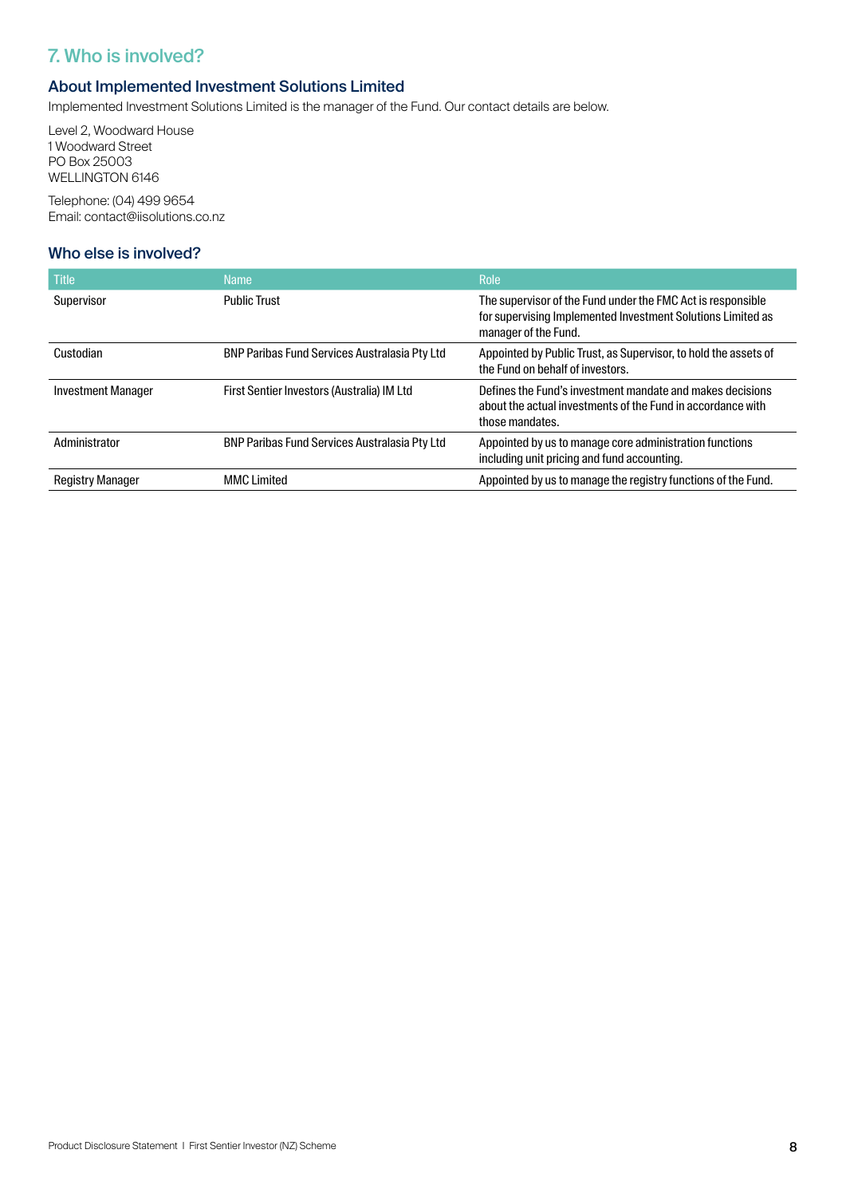## 7. Who is involved?

### About Implemented Investment Solutions Limited

Implemented Investment Solutions Limited is the manager of the Fund. Our contact details are below.

Level 2, Woodward House
1 Woodward Street
PO Box 25003
WELLINGTON 6146

Telephone: (04) 499 9654
Email: contact@iisolutions.co.nz

### Who else is involved?

| Title | Name | Role |
|---|---|---|
| Supervisor | Public Trust | The supervisor of the Fund under the FMC Act is responsible for supervising Implemented Investment Solutions Limited as manager of the Fund. |
| Custodian | BNP Paribas Fund Services Australasia Pty Ltd | Appointed by Public Trust, as Supervisor, to hold the assets of the Fund on behalf of investors. |
| Investment Manager | First Sentier Investors (Australia) IM Ltd | Defines the Fund's investment mandate and makes decisions about the actual investments of the Fund in accordance with those mandates. |
| Administrator | BNP Paribas Fund Services Australasia Pty Ltd | Appointed by us to manage core administration functions including unit pricing and fund accounting. |
| Registry Manager | MMC Limited | Appointed by us to manage the registry functions of the Fund. |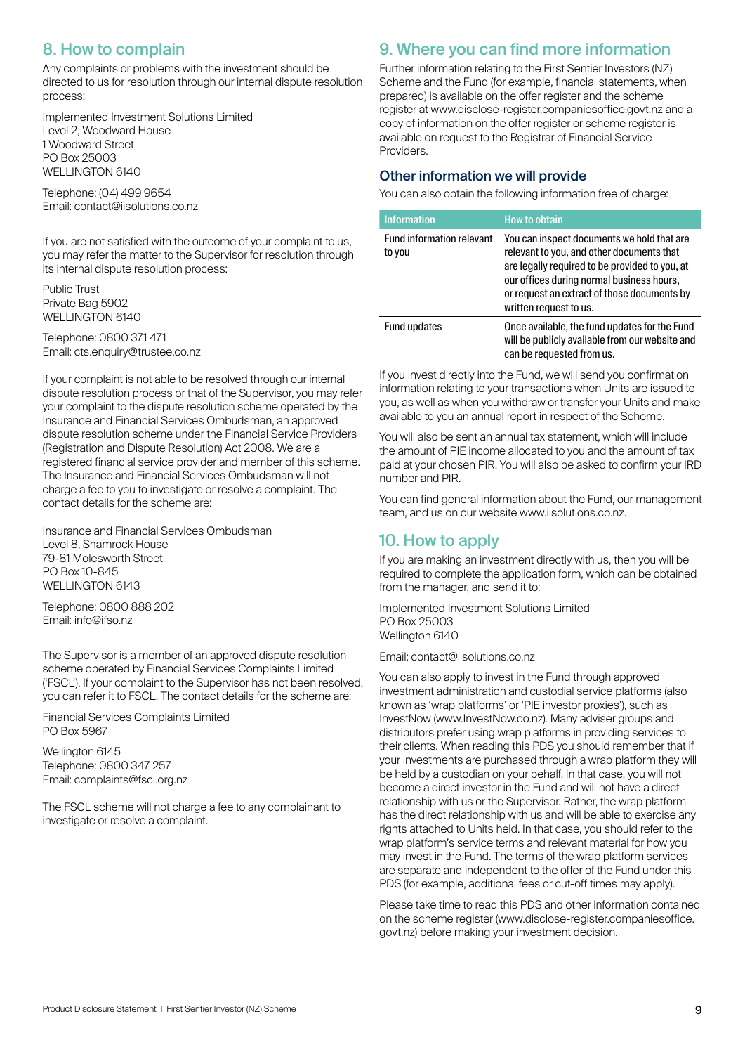## 8. How to complain

Any complaints or problems with the investment should be directed to us for resolution through our internal dispute resolution process:

Implemented Investment Solutions Limited
Level 2, Woodward House
1 Woodward Street
PO Box 25003
WELLINGTON 6140

Telephone: (04) 499 9654
Email: contact@iisolutions.co.nz

If you are not satisfied with the outcome of your complaint to us, you may refer the matter to the Supervisor for resolution through its internal dispute resolution process:

Public Trust
Private Bag 5902
WELLINGTON 6140

Telephone: 0800 371 471
Email: cts.enquiry@trustee.co.nz

If your complaint is not able to be resolved through our internal dispute resolution process or that of the Supervisor, you may refer your complaint to the dispute resolution scheme operated by the Insurance and Financial Services Ombudsman, an approved dispute resolution scheme under the Financial Service Providers (Registration and Dispute Resolution) Act 2008. We are a registered financial service provider and member of this scheme. The Insurance and Financial Services Ombudsman will not charge a fee to you to investigate or resolve a complaint. The contact details for the scheme are:

Insurance and Financial Services Ombudsman
Level 8, Shamrock House
79-81 Molesworth Street
PO Box 10-845
WELLINGTON 6143

Telephone: 0800 888 202
Email: info@ifso.nz

The Supervisor is a member of an approved dispute resolution scheme operated by Financial Services Complaints Limited ('FSCL'). If your complaint to the Supervisor has not been resolved, you can refer it to FSCL. The contact details for the scheme are:

Financial Services Complaints Limited
PO Box 5967

Wellington 6145
Telephone: 0800 347 257
Email: complaints@fscl.org.nz

The FSCL scheme will not charge a fee to any complainant to investigate or resolve a complaint.

## 9. Where you can find more information

Further information relating to the First Sentier Investors (NZ) Scheme and the Fund (for example, financial statements, when prepared) is available on the offer register and the scheme register at www.disclose-register.companiesoffice.govt.nz and a copy of information on the offer register or scheme register is available on request to the Registrar of Financial Service Providers.

### Other information we will provide

You can also obtain the following information free of charge:

| Information | How to obtain |
|---|---|
| Fund information relevant to you | You can inspect documents we hold that are relevant to you, and other documents that are legally required to be provided to you, at our offices during normal business hours, or request an extract of those documents by written request to us. |
| Fund updates | Once available, the fund updates for the Fund will be publicly available from our website and can be requested from us. |

If you invest directly into the Fund, we will send you confirmation information relating to your transactions when Units are issued to you, as well as when you withdraw or transfer your Units and make available to you an annual report in respect of the Scheme.

You will also be sent an annual tax statement, which will include the amount of PIE income allocated to you and the amount of tax paid at your chosen PIR. You will also be asked to confirm your IRD number and PIR.

You can find general information about the Fund, our management team, and us on our website www.iisolutions.co.nz.

## 10. How to apply

If you are making an investment directly with us, then you will be required to complete the application form, which can be obtained from the manager, and send it to:

Implemented Investment Solutions Limited
PO Box 25003
Wellington 6140

Email: contact@iisolutions.co.nz

You can also apply to invest in the Fund through approved investment administration and custodial service platforms (also known as 'wrap platforms' or 'PIE investor proxies'), such as InvestNow (www.InvestNow.co.nz). Many adviser groups and distributors prefer using wrap platforms in providing services to their clients. When reading this PDS you should remember that if your investments are purchased through a wrap platform they will be held by a custodian on your behalf. In that case, you will not become a direct investor in the Fund and will not have a direct relationship with us or the Supervisor. Rather, the wrap platform has the direct relationship with us and will be able to exercise any rights attached to Units held. In that case, you should refer to the wrap platform's service terms and relevant material for how you may invest in the Fund. The terms of the wrap platform services are separate and independent to the offer of the Fund under this PDS (for example, additional fees or cut-off times may apply).

Please take time to read this PDS and other information contained on the scheme register (www.disclose-register.companiesoffice.govt.nz) before making your investment decision.